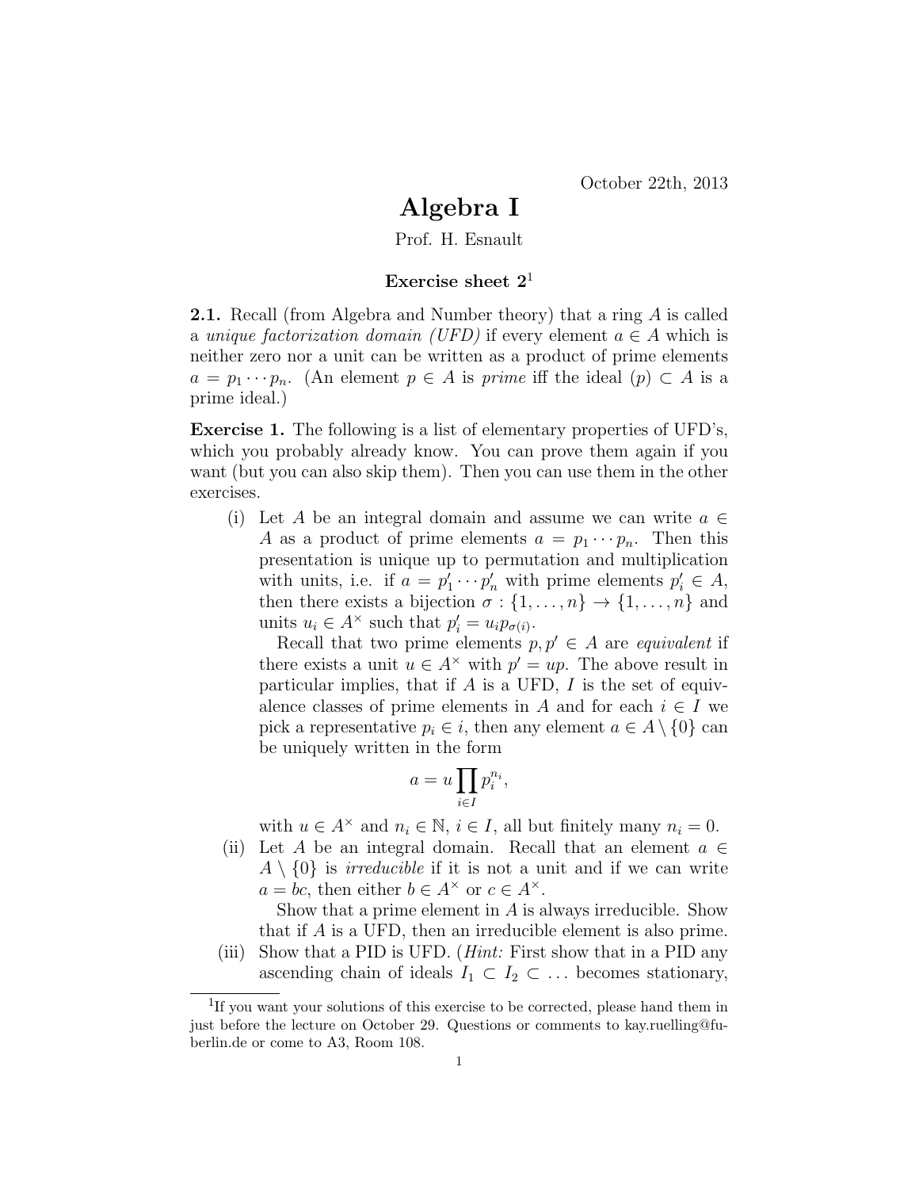October 22th, 2013

# Algebra I

Prof. H. Esnault

### Exercise sheet 2[1]

**2.1.** Recall (from Algebra and Number theory) that a ring $A$ is called a *unique factorization domain (UFD)* if every element $a \in A$ which is neither zero nor a unit can be written as a product of prime elements $a = p_1 \cdots p_n$. (An element $p \in A$ is *prime* iff the ideal $(p) \subset A$ is a prime ideal.)

**Exercise 1.** The following is a list of elementary properties of UFD's, which you probably already know. You can prove them again if you want (but you can also skip them). Then you can use them in the other exercises.

(i) Let $A$ be an integral domain and assume we can write $a \in A$ as a product of prime elements $a = p_1 \cdots p_n$. Then this presentation is unique up to permutation and multiplication with units, i.e. if $a = p'_1 \cdots p'_n$ with prime elements $p'_i \in A$, then there exists a bijection $\sigma : \{1, \ldots, n\} \to \{1, \ldots, n\}$ and units $u_i \in A^\times$ such that $p'_i = u_i p_{\sigma(i)}$.

Recall that two prime elements $p, p' \in A$ are *equivalent* if there exists a unit $u \in A^\times$ with $p' = up$. The above result in particular implies, that if $A$ is a UFD, $I$ is the set of equivalence classes of prime elements in $A$ and for each $i \in I$ we pick a representative $p_i \in i$, then any element $a \in A \setminus \{0\}$ can be uniquely written in the form

$$a = u \prod_{i \in I} p_i^{n_i},$$

with $u \in A^\times$ and $n_i \in \mathbb{N}$, $i \in I$, all but finitely many $n_i = 0$.

(ii) Let $A$ be an integral domain. Recall that an element $a \in A \setminus \{0\}$ is *irreducible* if it is not a unit and if we can write $a = bc$, then either $b \in A^\times$ or $c \in A^\times$.

Show that a prime element in $A$ is always irreducible. Show that if $A$ is a UFD, then an irreducible element is also prime.

(iii) Show that a PID is UFD. (*Hint:* First show that in a PID any ascending chain of ideals $I_1 \subset I_2 \subset \ldots$ becomes stationary,

[1] If you want your solutions of this exercise to be corrected, please hand them in just before the lecture on October 29. Questions or comments to kay.ruelling@fu-berlin.de or come to A3, Room 108.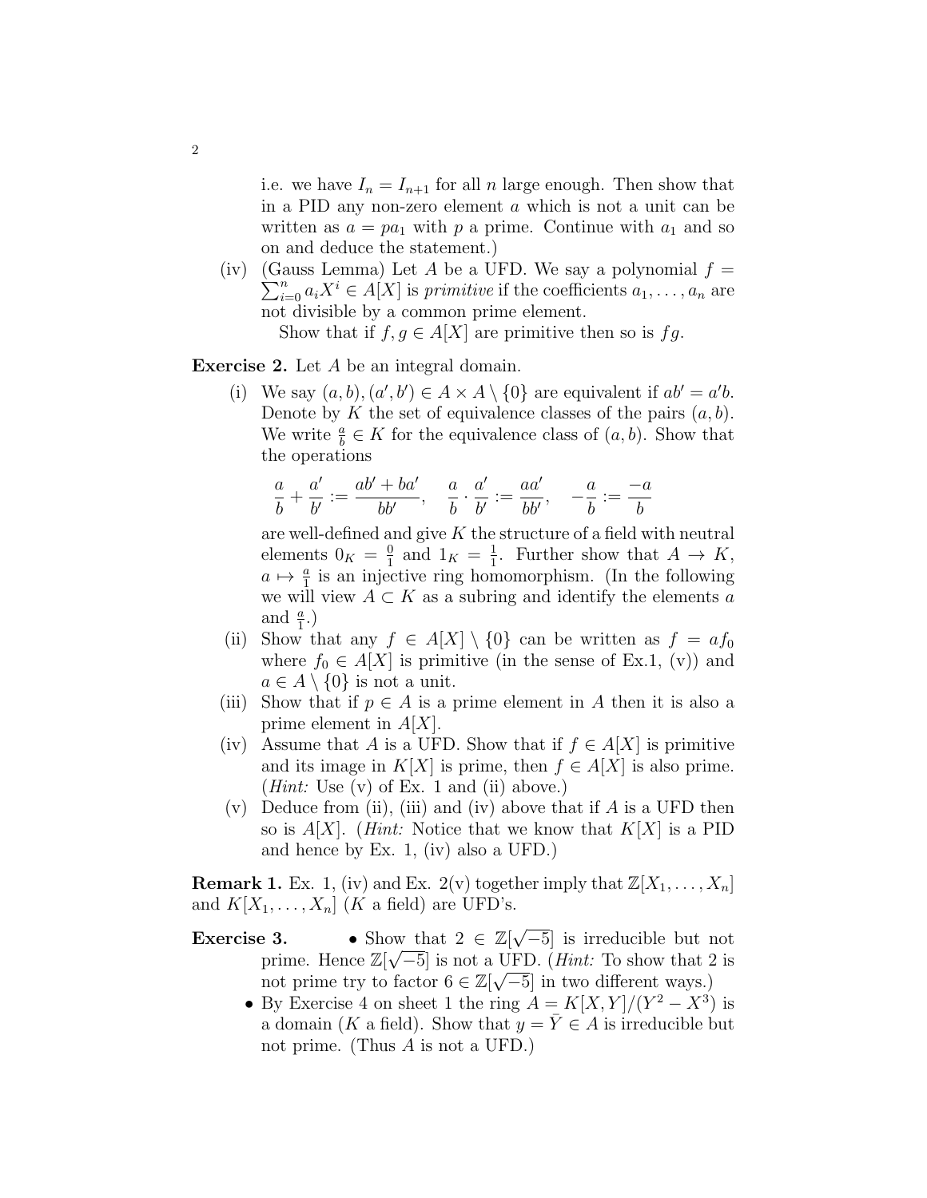i.e. we have $I_n = I_{n+1}$ for all $n$ large enough. Then show that in a PID any non-zero element $a$ which is not a unit can be written as $a = pa_1$ with $p$ a prime. Continue with $a_1$ and so on and deduce the statement.)

(iv) (Gauss Lemma) Let $A$ be a UFD. We say a polynomial $f = \sum_{i=0}^{n} a_i X^i \in A[X]$ is *primitive* if the coefficients $a_1, \ldots, a_n$ are not divisible by a common prime element.

Show that if $f, g \in A[X]$ are primitive then so is $fg$.

**Exercise 2.** Let $A$ be an integral domain.

(i) We say $(a, b), (a', b') \in A \times A \setminus \{0\}$ are equivalent if $ab' = a'b$. Denote by $K$ the set of equivalence classes of the pairs $(a, b)$. We write $\frac{a}{b} \in K$ for the equivalence class of $(a, b)$. Show that the operations

$$\frac{a}{b} + \frac{a'}{b'} := \frac{ab' + ba'}{bb'}, \quad \frac{a}{b} \cdot \frac{a'}{b'} := \frac{aa'}{bb'}, \quad -\frac{a}{b} := \frac{-a}{b}$$

are well-defined and give $K$ the structure of a field with neutral elements $0_K = \frac{0}{1}$ and $1_K = \frac{1}{1}$. Further show that $A \to K$, $a \mapsto \frac{a}{1}$ is an injective ring homomorphism. (In the following we will view $A \subset K$ as a subring and identify the elements $a$ and $\frac{a}{1}$.)

(ii) Show that any $f \in A[X] \setminus \{0\}$ can be written as $f = af_0$ where $f_0 \in A[X]$ is primitive (in the sense of Ex.1, (v)) and $a \in A \setminus \{0\}$ is not a unit.

(iii) Show that if $p \in A$ is a prime element in $A$ then it is also a prime element in $A[X]$.

(iv) Assume that $A$ is a UFD. Show that if $f \in A[X]$ is primitive and its image in $K[X]$ is prime, then $f \in A[X]$ is also prime. (*Hint:* Use (v) of Ex. 1 and (ii) above.)

(v) Deduce from (ii), (iii) and (iv) above that if $A$ is a UFD then so is $A[X]$. (*Hint:* Notice that we know that $K[X]$ is a PID and hence by Ex. 1, (iv) also a UFD.)

**Remark 1.** Ex. 1, (iv) and Ex. 2(v) together imply that $\mathbb{Z}[X_1, \ldots, X_n]$ and $K[X_1, \ldots, X_n]$ ($K$ a field) are UFD's.

**Exercise 3.**

- Show that $2 \in \mathbb{Z}[\sqrt{-5}]$ is irreducible but not prime. Hence $\mathbb{Z}[\sqrt{-5}]$ is not a UFD. (*Hint:* To show that 2 is not prime try to factor $6 \in \mathbb{Z}[\sqrt{-5}]$ in two different ways.)
- By Exercise 4 on sheet 1 the ring $A = K[X, Y]/(Y^2 - X^3)$ is a domain ($K$ a field). Show that $y = \bar{Y} \in A$ is irreducible but not prime. (Thus $A$ is not a UFD.)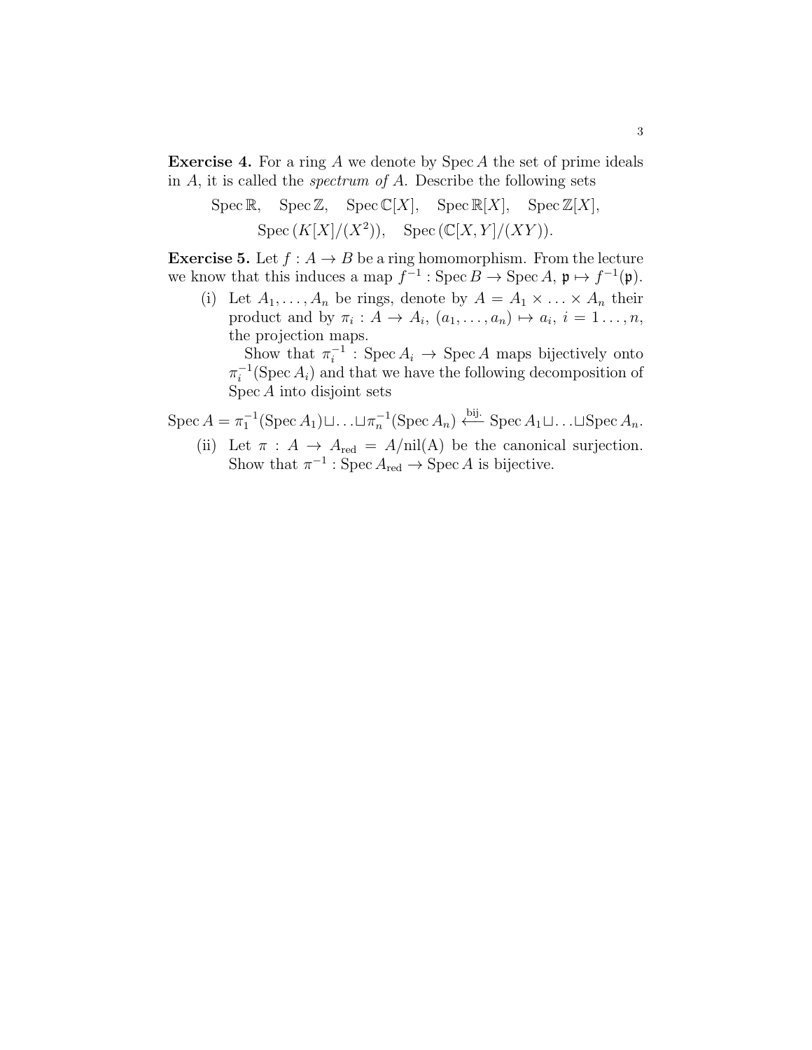**Exercise 4.** For a ring $A$ we denote by $\operatorname{Spec} A$ the set of prime ideals in $A$, it is called the *spectrum of* $A$. Describe the following sets

$$\operatorname{Spec} \mathbb{R}, \quad \operatorname{Spec} \mathbb{Z}, \quad \operatorname{Spec} \mathbb{C}[X], \quad \operatorname{Spec} \mathbb{R}[X], \quad \operatorname{Spec} \mathbb{Z}[X],$$
$$\operatorname{Spec}\left(K[X]/(X^2)\right), \quad \operatorname{Spec}\left(\mathbb{C}[X,Y]/(XY)\right).$$

**Exercise 5.** Let $f : A \to B$ be a ring homomorphism. From the lecture we know that this induces a map $f^{-1} : \operatorname{Spec} B \to \operatorname{Spec} A$, $\mathfrak{p} \mapsto f^{-1}(\mathfrak{p})$.

(i) Let $A_1, \ldots, A_n$ be rings, denote by $A = A_1 \times \ldots \times A_n$ their product and by $\pi_i : A \to A_i$, $(a_1, \ldots, a_n) \mapsto a_i$, $i = 1 \ldots, n$, the projection maps.

Show that $\pi_i^{-1} : \operatorname{Spec} A_i \to \operatorname{Spec} A$ maps bijectively onto $\pi_i^{-1}(\operatorname{Spec} A_i)$ and that we have the following decomposition of $\operatorname{Spec} A$ into disjoint sets

$$\operatorname{Spec} A = \pi_1^{-1}(\operatorname{Spec} A_1) \sqcup \ldots \sqcup \pi_n^{-1}(\operatorname{Spec} A_n) \overset{\text{bij.}}{\longleftarrow} \operatorname{Spec} A_1 \sqcup \ldots \sqcup \operatorname{Spec} A_n.$$

(ii) Let $\pi : A \to A_{\text{red}} = A/\text{nil(A)}$ be the canonical surjection. Show that $\pi^{-1} : \operatorname{Spec} A_{\text{red}} \to \operatorname{Spec} A$ is bijective.